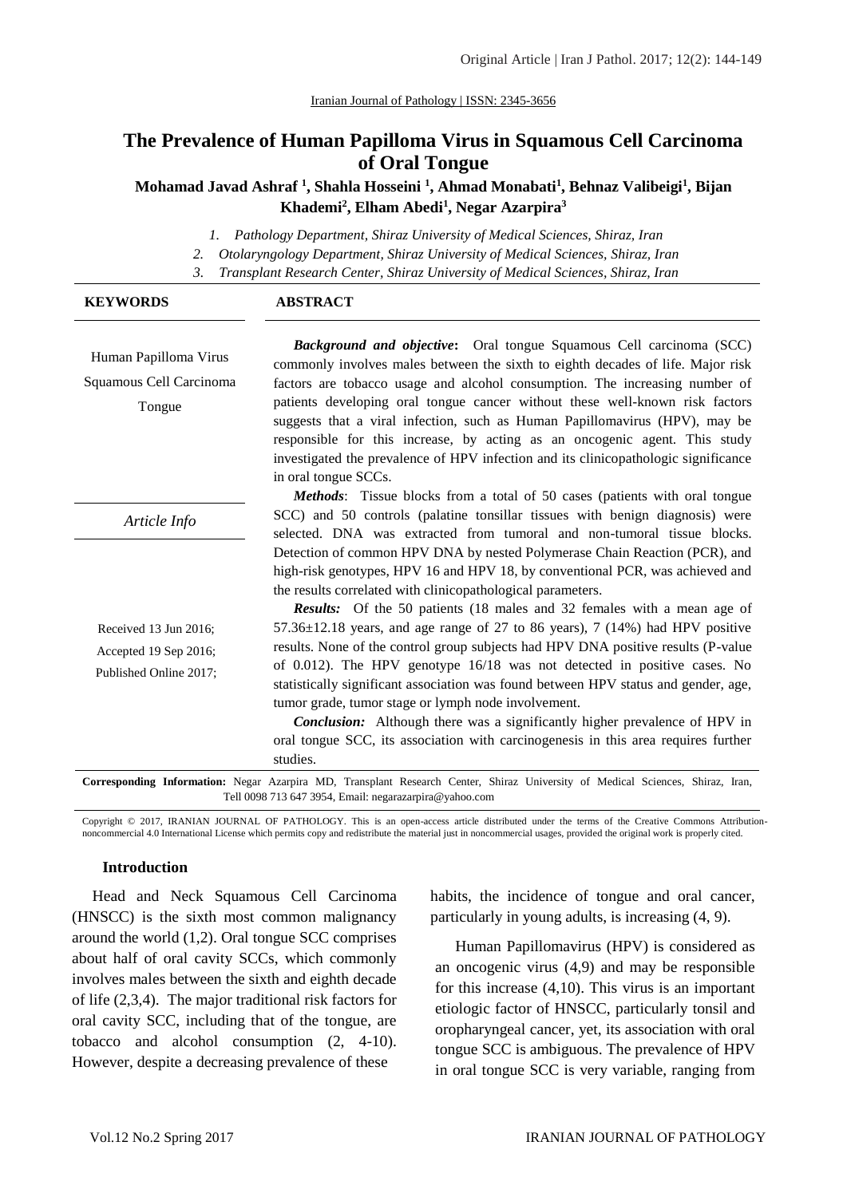Iranian Journal of Pathology | ISSN: 2345-3656

# The Prevalence of Human Papilloma Virus in Squamous Cell Carcinoma of Oral Tongue

**Mohamad Javad Ashraf [1], Shahla Hosseini [1], Ahmad Monabati[1], Behnaz Valibeigi[1], Bijan Khademi[2], Elham Abedi[1], Negar Azarpira[3]**

1. *Pathology Department, Shiraz University of Medical Sciences, Shiraz, Iran*
2. *Otolaryngology Department, Shiraz University of Medical Sciences, Shiraz, Iran*
3. *Transplant Research Center, Shiraz University of Medical Sciences, Shiraz, Iran*

**KEYWORDS**

Human Papilloma Virus

Squamous Cell Carcinoma

Tongue

*Article Info*

Received 13 Jun 2016;

Accepted 19 Sep 2016;

Published Online 2017;

**ABSTRACT**

***Background and objective*:** Oral tongue Squamous Cell carcinoma (SCC) commonly involves males between the sixth to eighth decades of life. Major risk factors are tobacco usage and alcohol consumption. The increasing number of patients developing oral tongue cancer without these well-known risk factors suggests that a viral infection, such as Human Papillomavirus (HPV), may be responsible for this increase, by acting as an oncogenic agent. This study investigated the prevalence of HPV infection and its clinicopathologic significance in oral tongue SCCs.

***Methods*:** Tissue blocks from a total of 50 cases (patients with oral tongue SCC) and 50 controls (palatine tonsillar tissues with benign diagnosis) were selected. DNA was extracted from tumoral and non-tumoral tissue blocks. Detection of common HPV DNA by nested Polymerase Chain Reaction (PCR), and high-risk genotypes, HPV 16 and HPV 18, by conventional PCR, was achieved and the results correlated with clinicopathological parameters.

***Results:*** Of the 50 patients (18 males and 32 females with a mean age of 57.36±12.18 years, and age range of 27 to 86 years), 7 (14%) had HPV positive results. None of the control group subjects had HPV DNA positive results (P-value of 0.012). The HPV genotype 16/18 was not detected in positive cases. No statistically significant association was found between HPV status and gender, age, tumor grade, tumor stage or lymph node involvement.

***Conclusion:*** Although there was a significantly higher prevalence of HPV in oral tongue SCC, its association with carcinogenesis in this area requires further studies.

**Corresponding Information:** Negar Azarpira MD, Transplant Research Center, Shiraz University of Medical Sciences, Shiraz, Iran, Tell 0098 713 647 3954, Email: negarazarpira@yahoo.com

Copyright © 2017, IRANIAN JOURNAL OF PATHOLOGY. This is an open-access article distributed under the terms of the Creative Commons Attribution-noncommercial 4.0 International License which permits copy and redistribute the material just in noncommercial usages, provided the original work is properly cited.

## Introduction

Head and Neck Squamous Cell Carcinoma (HNSCC) is the sixth most common malignancy around the world (1,2). Oral tongue SCC comprises about half of oral cavity SCCs, which commonly involves males between the sixth and eighth decade of life (2,3,4). The major traditional risk factors for oral cavity SCC, including that of the tongue, are tobacco and alcohol consumption (2, 4-10). However, despite a decreasing prevalence of these habits, the incidence of tongue and oral cancer, particularly in young adults, is increasing (4, 9).

Human Papillomavirus (HPV) is considered as an oncogenic virus (4,9) and may be responsible for this increase (4,10). This virus is an important etiologic factor of HNSCC, particularly tonsil and oropharyngeal cancer, yet, its association with oral tongue SCC is ambiguous. The prevalence of HPV in oral tongue SCC is very variable, ranging from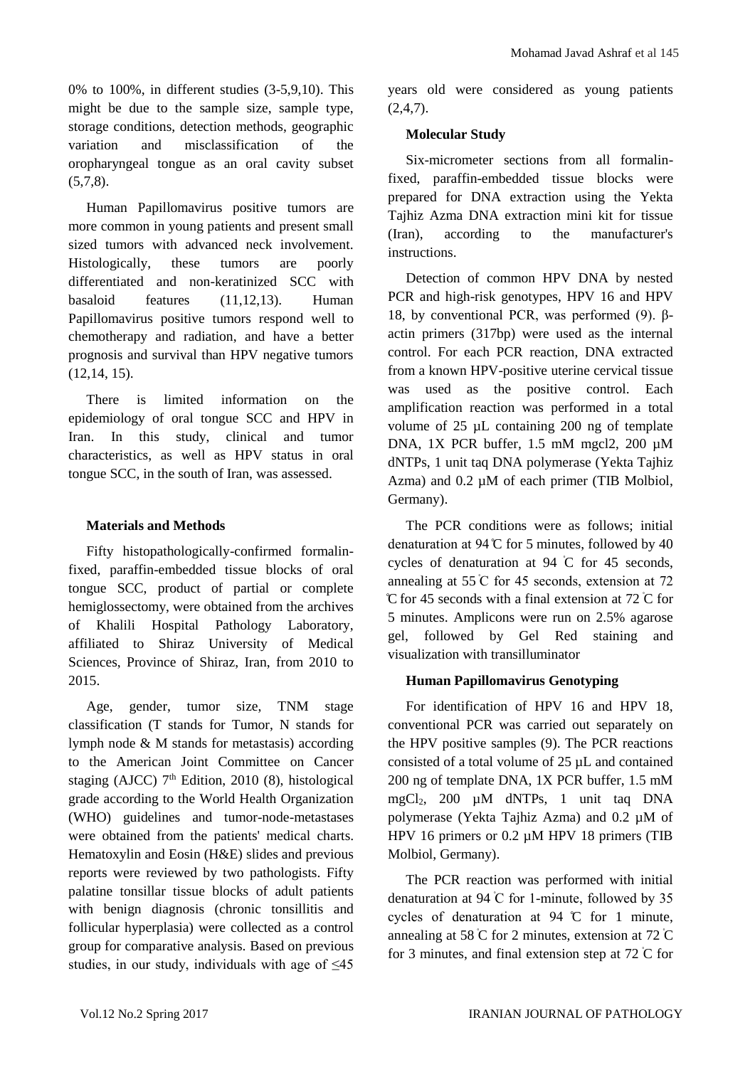0% to 100%, in different studies (3-5,9,10). This might be due to the sample size, sample type, storage conditions, detection methods, geographic variation and misclassification of the oropharyngeal tongue as an oral cavity subset (5,7,8).

Human Papillomavirus positive tumors are more common in young patients and present small sized tumors with advanced neck involvement. Histologically, these tumors are poorly differentiated and non-keratinized SCC with basaloid features (11,12,13). Human Papillomavirus positive tumors respond well to chemotherapy and radiation, and have a better prognosis and survival than HPV negative tumors (12,14, 15).

There is limited information on the epidemiology of oral tongue SCC and HPV in Iran. In this study, clinical and tumor characteristics, as well as HPV status in oral tongue SCC, in the south of Iran, was assessed.

## Materials and Methods

Fifty histopathologically-confirmed formalin-fixed, paraffin-embedded tissue blocks of oral tongue SCC, product of partial or complete hemiglossectomy, were obtained from the archives of Khalili Hospital Pathology Laboratory, affiliated to Shiraz University of Medical Sciences, Province of Shiraz, Iran, from 2010 to 2015.

Age, gender, tumor size, TNM stage classification (T stands for Tumor, N stands for lymph node & M stands for metastasis) according to the American Joint Committee on Cancer staging (AJCC) 7th Edition, 2010 (8), histological grade according to the World Health Organization (WHO) guidelines and tumor-node-metastases were obtained from the patients' medical charts. Hematoxylin and Eosin (H&E) slides and previous reports were reviewed by two pathologists. Fifty palatine tonsillar tissue blocks of adult patients with benign diagnosis (chronic tonsillitis and follicular hyperplasia) were collected as a control group for comparative analysis. Based on previous studies, in our study, individuals with age of ≤45 years old were considered as young patients (2,4,7).

### Molecular Study

Six-micrometer sections from all formalin-fixed, paraffin-embedded tissue blocks were prepared for DNA extraction using the Yekta Tajhiz Azma DNA extraction mini kit for tissue (Iran), according to the manufacturer's instructions.

Detection of common HPV DNA by nested PCR and high-risk genotypes, HPV 16 and HPV 18, by conventional PCR, was performed (9). β-actin primers (317bp) were used as the internal control. For each PCR reaction, DNA extracted from a known HPV-positive uterine cervical tissue was used as the positive control. Each amplification reaction was performed in a total volume of 25 µL containing 200 ng of template DNA, 1X PCR buffer, 1.5 mM mgcl2, 200 µM dNTPs, 1 unit taq DNA polymerase (Yekta Tajhiz Azma) and 0.2 µM of each primer (TIB Molbiol, Germany).

The PCR conditions were as follows; initial denaturation at 94℃ for 5 minutes, followed by 40 cycles of denaturation at 94 ̊C for 45 seconds, annealing at 55 ̊C for 45 seconds, extension at 72 ̊C for 45 seconds with a final extension at 72 ̊C for 5 minutes. Amplicons were run on 2.5% agarose gel, followed by Gel Red staining and visualization with transilluminator

### Human Papillomavirus Genotyping

For identification of HPV 16 and HPV 18, conventional PCR was carried out separately on the HPV positive samples (9). The PCR reactions consisted of a total volume of 25 µL and contained 200 ng of template DNA, 1X PCR buffer, 1.5 mM $mgCl_2$, 200 µM dNTPs, 1 unit taq DNA polymerase (Yekta Tajhiz Azma) and 0.2 µM of HPV 16 primers or 0.2 µM HPV 18 primers (TIB Molbiol, Germany).

The PCR reaction was performed with initial denaturation at 94 ̊C for 1-minute, followed by 35 cycles of denaturation at 94 ℃ for 1 minute, annealing at 58 ̊C for 2 minutes, extension at 72 ̊C for 3 minutes, and final extension step at 72 ̊C for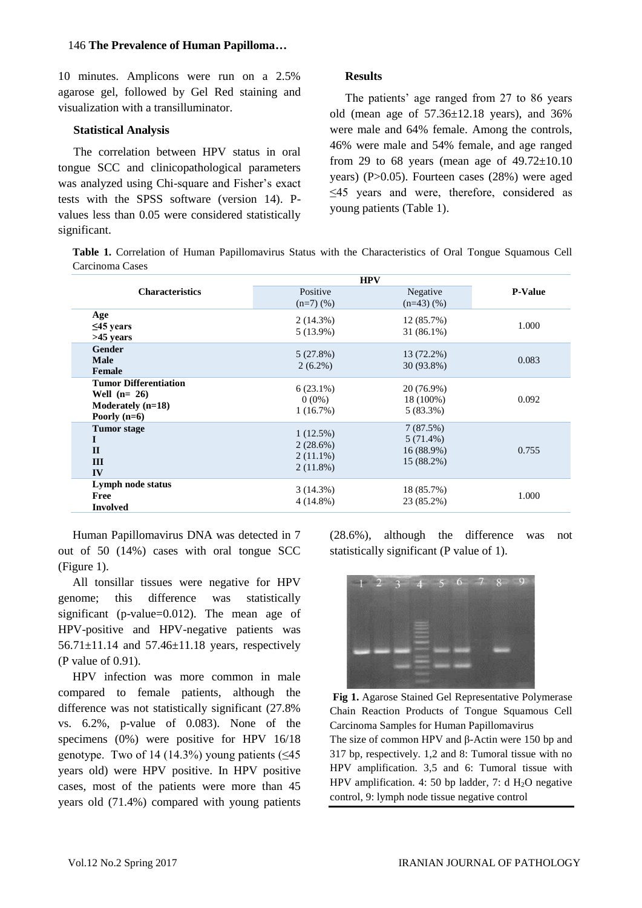10 minutes. Amplicons were run on a 2.5% agarose gel, followed by Gel Red staining and visualization with a transilluminator.

### Statistical Analysis

The correlation between HPV status in oral tongue SCC and clinicopathological parameters was analyzed using Chi-square and Fisher's exact tests with the SPSS software (version 14). P-values less than 0.05 were considered statistically significant.

## Results

The patients' age ranged from 27 to 86 years old (mean age of 57.36±12.18 years), and 36% were male and 64% female. Among the controls, 46% were male and 54% female, and age ranged from 29 to 68 years (mean age of 49.72±10.10 years) (P>0.05). Fourteen cases (28%) were aged ≤45 years and were, therefore, considered as young patients (Table 1).

**Table 1.** Correlation of Human Papillomavirus Status with the Characteristics of Oral Tongue Squamous Cell Carcinoma Cases

| Characteristics | HPV Positive (n=7) (%) | HPV Negative (n=43) (%) | P-Value |
|---|---|---|---|
| **Age** | | | |
| **≤45 years** | 2 (14.3%) | 12 (85.7%) | 1.000 |
| **>45 years** | 5 (13.9%) | 31 (86.1%) | |
| **Gender** | | | |
| **Male** | 5 (27.8%) | 13 (72.2%) | 0.083 |
| **Female** | 2 (6.2%) | 30 (93.8%) | |
| **Tumor Differentiation** | | | |
| **Well (n= 26)** | 6 (23.1%) | 20 (76.9%) | 0.092 |
| **Moderately (n=18)** | 0 (0%) | 18 (100%) | |
| **Poorly (n=6)** | 1 (16.7%) | 5 (83.3%) | |
| **Tumor stage** | | | |
| **I** | 1 (12.5%) | 7 (87.5%) | 0.755 |
| **II** | 2 (28.6%) | 5 (71.4%) | |
| **III** | 2 (11.1%) | 16 (88.9%) | |
| **IV** | 2 (11.8%) | 15 (88.2%) | |
| **Lymph node status** | | | |
| **Free** | 3 (14.3%) | 18 (85.7%) | 1.000 |
| **Involved** | 4 (14.8%) | 23 (85.2%) | |

Human Papillomavirus DNA was detected in 7 out of 50 (14%) cases with oral tongue SCC (Figure 1).

All tonsillar tissues were negative for HPV genome; this difference was statistically significant (p-value=0.012). The mean age of HPV-positive and HPV-negative patients was 56.71±11.14 and 57.46±11.18 years, respectively (P value of 0.91).

HPV infection was more common in male compared to female patients, although the difference was not statistically significant (27.8% vs. 6.2%, p-value of 0.083). None of the specimens (0%) were positive for HPV 16/18 genotype. Two of 14 (14.3%) young patients (≤45 years old) were HPV positive. In HPV positive cases, most of the patients were more than 45 years old (71.4%) compared with young patients (28.6%), although the difference was not statistically significant (P value of 1).

**Fig 1.** Agarose Stained Gel Representative Polymerase Chain Reaction Products of Tongue Squamous Cell Carcinoma Samples for Human Papillomavirus
The size of common HPV and β-Actin were 150 bp and 317 bp, respectively. 1,2 and 8: Tumoral tissue with no HPV amplification. 3,5 and 6: Tumoral tissue with HPV amplification. 4: 50 bp ladder, 7: d $H_2O$ negative control, 9: lymph node tissue negative control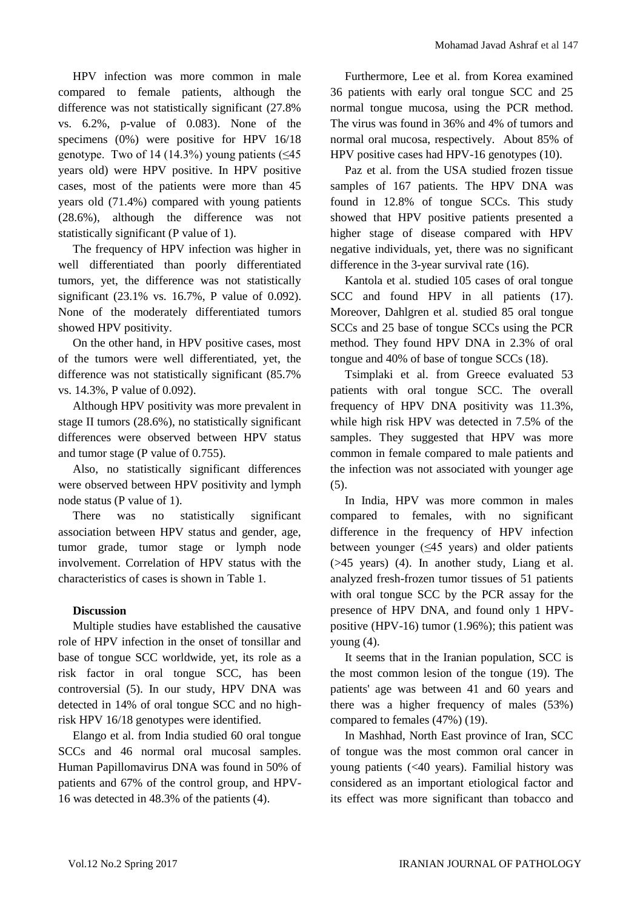HPV infection was more common in male compared to female patients, although the difference was not statistically significant (27.8% vs. 6.2%, p-value of 0.083). None of the specimens (0%) were positive for HPV 16/18 genotype. Two of 14 (14.3%) young patients (≤45 years old) were HPV positive. In HPV positive cases, most of the patients were more than 45 years old (71.4%) compared with young patients (28.6%), although the difference was not statistically significant (P value of 1).

The frequency of HPV infection was higher in well differentiated than poorly differentiated tumors, yet, the difference was not statistically significant (23.1% vs. 16.7%, P value of 0.092). None of the moderately differentiated tumors showed HPV positivity.

On the other hand, in HPV positive cases, most of the tumors were well differentiated, yet, the difference was not statistically significant (85.7% vs. 14.3%, P value of 0.092).

Although HPV positivity was more prevalent in stage II tumors (28.6%), no statistically significant differences were observed between HPV status and tumor stage (P value of 0.755).

Also, no statistically significant differences were observed between HPV positivity and lymph node status (P value of 1).

There was no statistically significant association between HPV status and gender, age, tumor grade, tumor stage or lymph node involvement. Correlation of HPV status with the characteristics of cases is shown in Table 1.

## Discussion

Multiple studies have established the causative role of HPV infection in the onset of tonsillar and base of tongue SCC worldwide, yet, its role as a risk factor in oral tongue SCC, has been controversial (5). In our study, HPV DNA was detected in 14% of oral tongue SCC and no high-risk HPV 16/18 genotypes were identified.

Elango et al. from India studied 60 oral tongue SCCs and 46 normal oral mucosal samples. Human Papillomavirus DNA was found in 50% of patients and 67% of the control group, and HPV-16 was detected in 48.3% of the patients (4).

Furthermore, Lee et al. from Korea examined 36 patients with early oral tongue SCC and 25 normal tongue mucosa, using the PCR method. The virus was found in 36% and 4% of tumors and normal oral mucosa, respectively. About 85% of HPV positive cases had HPV-16 genotypes (10).

Paz et al. from the USA studied frozen tissue samples of 167 patients. The HPV DNA was found in 12.8% of tongue SCCs. This study showed that HPV positive patients presented a higher stage of disease compared with HPV negative individuals, yet, there was no significant difference in the 3-year survival rate (16).

Kantola et al. studied 105 cases of oral tongue SCC and found HPV in all patients (17). Moreover, Dahlgren et al. studied 85 oral tongue SCCs and 25 base of tongue SCCs using the PCR method. They found HPV DNA in 2.3% of oral tongue and 40% of base of tongue SCCs (18).

Tsimplaki et al. from Greece evaluated 53 patients with oral tongue SCC. The overall frequency of HPV DNA positivity was 11.3%, while high risk HPV was detected in 7.5% of the samples. They suggested that HPV was more common in female compared to male patients and the infection was not associated with younger age (5).

In India, HPV was more common in males compared to females, with no significant difference in the frequency of HPV infection between younger (≤45 years) and older patients (>45 years) (4). In another study, Liang et al. analyzed fresh-frozen tumor tissues of 51 patients with oral tongue SCC by the PCR assay for the presence of HPV DNA, and found only 1 HPV-positive (HPV-16) tumor (1.96%); this patient was young (4).

It seems that in the Iranian population, SCC is the most common lesion of the tongue (19). The patients' age was between 41 and 60 years and there was a higher frequency of males (53%) compared to females (47%) (19).

In Mashhad, North East province of Iran, SCC of tongue was the most common oral cancer in young patients (<40 years). Familial history was considered as an important etiological factor and its effect was more significant than tobacco and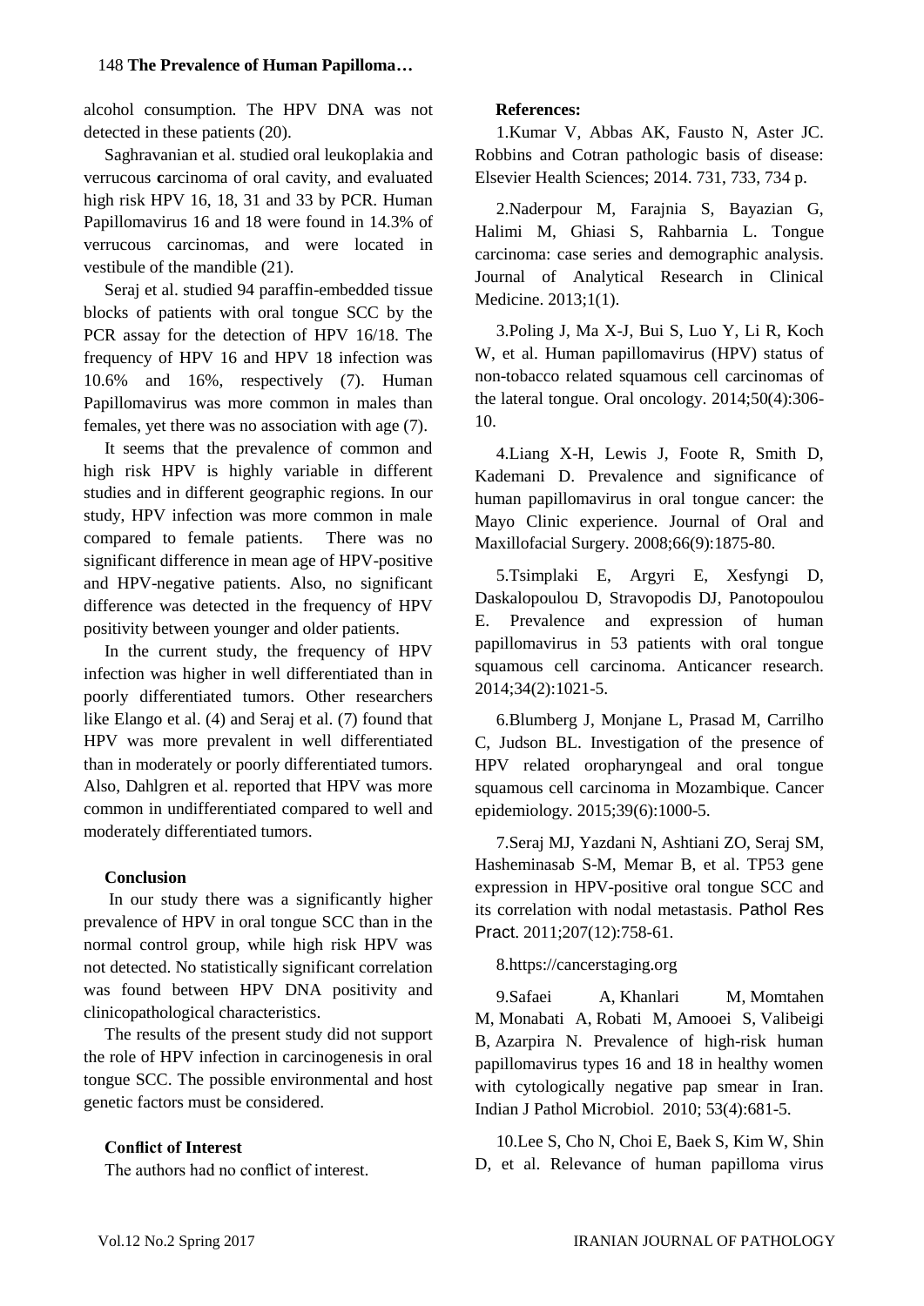alcohol consumption. The HPV DNA was not detected in these patients (20).

Saghravanian et al. studied oral leukoplakia and verrucous carcinoma of oral cavity, and evaluated high risk HPV 16, 18, 31 and 33 by PCR. Human Papillomavirus 16 and 18 were found in 14.3% of verrucous carcinomas, and were located in vestibule of the mandible (21).

Seraj et al. studied 94 paraffin-embedded tissue blocks of patients with oral tongue SCC by the PCR assay for the detection of HPV 16/18. The frequency of HPV 16 and HPV 18 infection was 10.6% and 16%, respectively (7). Human Papillomavirus was more common in males than females, yet there was no association with age (7).

It seems that the prevalence of common and high risk HPV is highly variable in different studies and in different geographic regions. In our study, HPV infection was more common in male compared to female patients. There was no significant difference in mean age of HPV-positive and HPV-negative patients. Also, no significant difference was detected in the frequency of HPV positivity between younger and older patients.

In the current study, the frequency of HPV infection was higher in well differentiated than in poorly differentiated tumors. Other researchers like Elango et al. (4) and Seraj et al. (7) found that HPV was more prevalent in well differentiated than in moderately or poorly differentiated tumors. Also, Dahlgren et al. reported that HPV was more common in undifferentiated compared to well and moderately differentiated tumors.

**Conclusion**

In our study there was a significantly higher prevalence of HPV in oral tongue SCC than in the normal control group, while high risk HPV was not detected. No statistically significant correlation was found between HPV DNA positivity and clinicopathological characteristics.

The results of the present study did not support the role of HPV infection in carcinogenesis in oral tongue SCC. The possible environmental and host genetic factors must be considered.

**Conflict of Interest**

The authors had no conflict of interest.

**References:**

1.Kumar V, Abbas AK, Fausto N, Aster JC. Robbins and Cotran pathologic basis of disease: Elsevier Health Sciences; 2014. 731, 733, 734 p.

2.Naderpour M, Farajnia S, Bayazian G, Halimi M, Ghiasi S, Rahbarnia L. Tongue carcinoma: case series and demographic analysis. Journal of Analytical Research in Clinical Medicine. 2013;1(1).

3.Poling J, Ma X-J, Bui S, Luo Y, Li R, Koch W, et al. Human papillomavirus (HPV) status of non-tobacco related squamous cell carcinomas of the lateral tongue. Oral oncology. 2014;50(4):306-10.

4.Liang X-H, Lewis J, Foote R, Smith D, Kademani D. Prevalence and significance of human papillomavirus in oral tongue cancer: the Mayo Clinic experience. Journal of Oral and Maxillofacial Surgery. 2008;66(9):1875-80.

5.Tsimplaki E, Argyri E, Xesfyngi D, Daskalopoulou D, Stravopodis DJ, Panotopoulou E. Prevalence and expression of human papillomavirus in 53 patients with oral tongue squamous cell carcinoma. Anticancer research. 2014;34(2):1021-5.

6.Blumberg J, Monjane L, Prasad M, Carrilho C, Judson BL. Investigation of the presence of HPV related oropharyngeal and oral tongue squamous cell carcinoma in Mozambique. Cancer epidemiology. 2015;39(6):1000-5.

7.Seraj MJ, Yazdani N, Ashtiani ZO, Seraj SM, Hasheminasab S-M, Memar B, et al. TP53 gene expression in HPV-positive oral tongue SCC and its correlation with nodal metastasis. Pathol Res Pract. 2011;207(12):758-61.

8.https://cancerstaging.org

9.Safaei A, Khanlari M, Momtahen M, Monabati A, Robati M, Amooei S, Valibeigi B, Azarpira N. Prevalence of high-risk human papillomavirus types 16 and 18 in healthy women with cytologically negative pap smear in Iran. Indian J Pathol Microbiol. 2010; 53(4):681-5.

10.Lee S, Cho N, Choi E, Baek S, Kim W, Shin D, et al. Relevance of human papilloma virus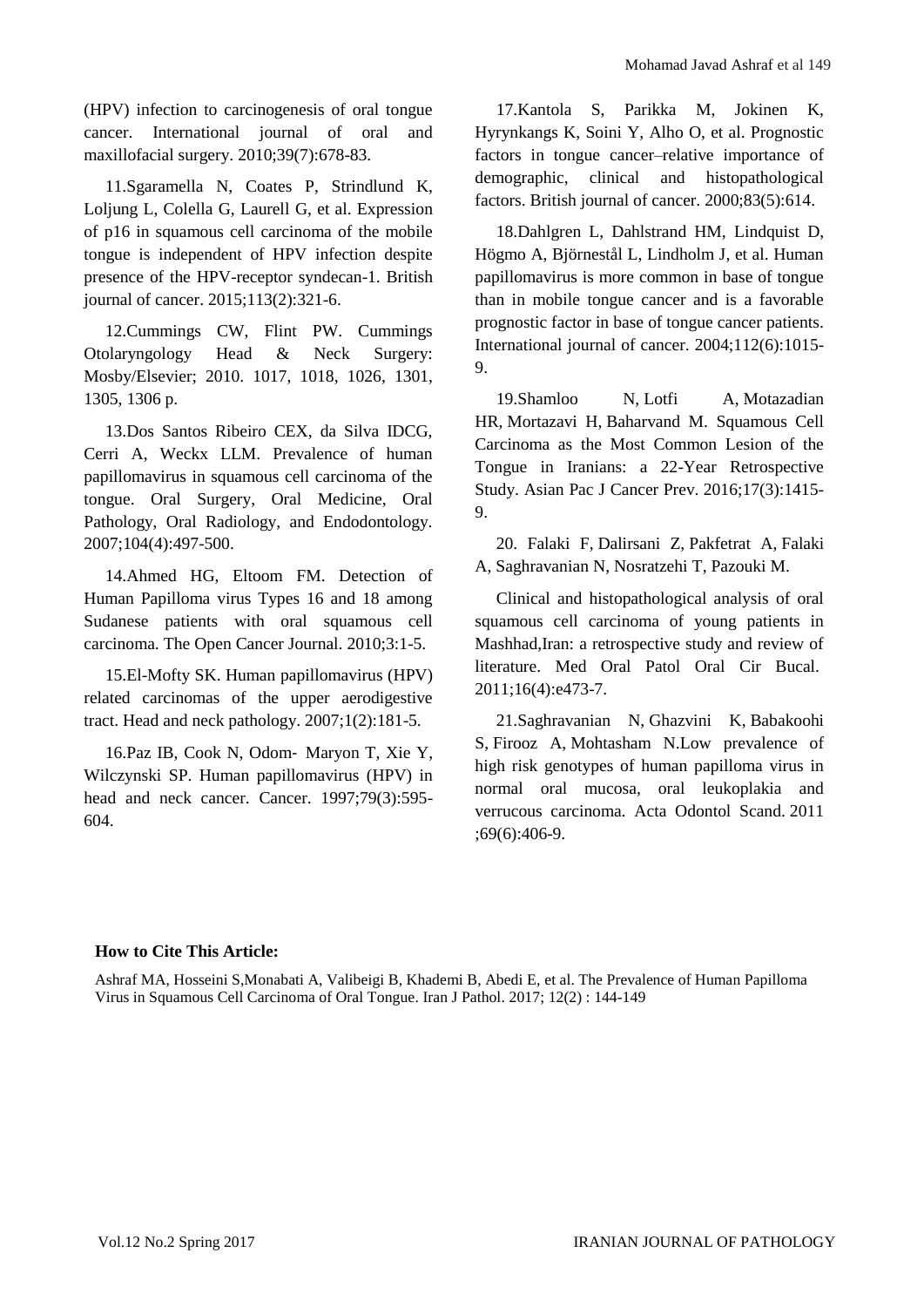(HPV) infection to carcinogenesis of oral tongue cancer. International journal of oral and maxillofacial surgery. 2010;39(7):678-83.

11.Sgaramella N, Coates P, Strindlund K, Loljung L, Colella G, Laurell G, et al. Expression of p16 in squamous cell carcinoma of the mobile tongue is independent of HPV infection despite presence of the HPV-receptor syndecan-1. British journal of cancer. 2015;113(2):321-6.

12.Cummings CW, Flint PW. Cummings Otolaryngology Head & Neck Surgery: Mosby/Elsevier; 2010. 1017, 1018, 1026, 1301, 1305, 1306 p.

13.Dos Santos Ribeiro CEX, da Silva IDCG, Cerri A, Weckx LLM. Prevalence of human papillomavirus in squamous cell carcinoma of the tongue. Oral Surgery, Oral Medicine, Oral Pathology, Oral Radiology, and Endodontology. 2007;104(4):497-500.

14.Ahmed HG, Eltoom FM. Detection of Human Papilloma virus Types 16 and 18 among Sudanese patients with oral squamous cell carcinoma. The Open Cancer Journal. 2010;3:1-5.

15.El-Mofty SK. Human papillomavirus (HPV) related carcinomas of the upper aerodigestive tract. Head and neck pathology. 2007;1(2):181-5.

16.Paz IB, Cook N, Odom- Maryon T, Xie Y, Wilczynski SP. Human papillomavirus (HPV) in head and neck cancer. Cancer. 1997;79(3):595-604.

17.Kantola S, Parikka M, Jokinen K, Hyrynkangs K, Soini Y, Alho O, et al. Prognostic factors in tongue cancer–relative importance of demographic, clinical and histopathological factors. British journal of cancer. 2000;83(5):614.

18.Dahlgren L, Dahlstrand HM, Lindquist D, Högmo A, Björnestål L, Lindholm J, et al. Human papillomavirus is more common in base of tongue than in mobile tongue cancer and is a favorable prognostic factor in base of tongue cancer patients. International journal of cancer. 2004;112(6):1015-9.

19.Shamloo N, Lotfi A, Motazadian HR, Mortazavi H, Baharvand M. Squamous Cell Carcinoma as the Most Common Lesion of the Tongue in Iranians: a 22-Year Retrospective Study. Asian Pac J Cancer Prev. 2016;17(3):1415-9.

20. Falaki F, Dalirsani Z, Pakfetrat A, Falaki A, Saghravanian N, Nosratzehi T, Pazouki M.

Clinical and histopathological analysis of oral squamous cell carcinoma of young patients in Mashhad,Iran: a retrospective study and review of literature. Med Oral Patol Oral Cir Bucal. 2011;16(4):e473-7.

21.Saghravanian N, Ghazvini K, Babakoohi S, Firooz A, Mohtasham N.Low prevalence of high risk genotypes of human papilloma virus in normal oral mucosa, oral leukoplakia and verrucous carcinoma. Acta Odontol Scand. 2011 ;69(6):406-9.

**How to Cite This Article:**

Ashraf MA, Hosseini S,Monabati A, Valibeigi B, Khademi B, Abedi E, et al. The Prevalence of Human Papilloma Virus in Squamous Cell Carcinoma of Oral Tongue. Iran J Pathol. 2017; 12(2) : 144-149